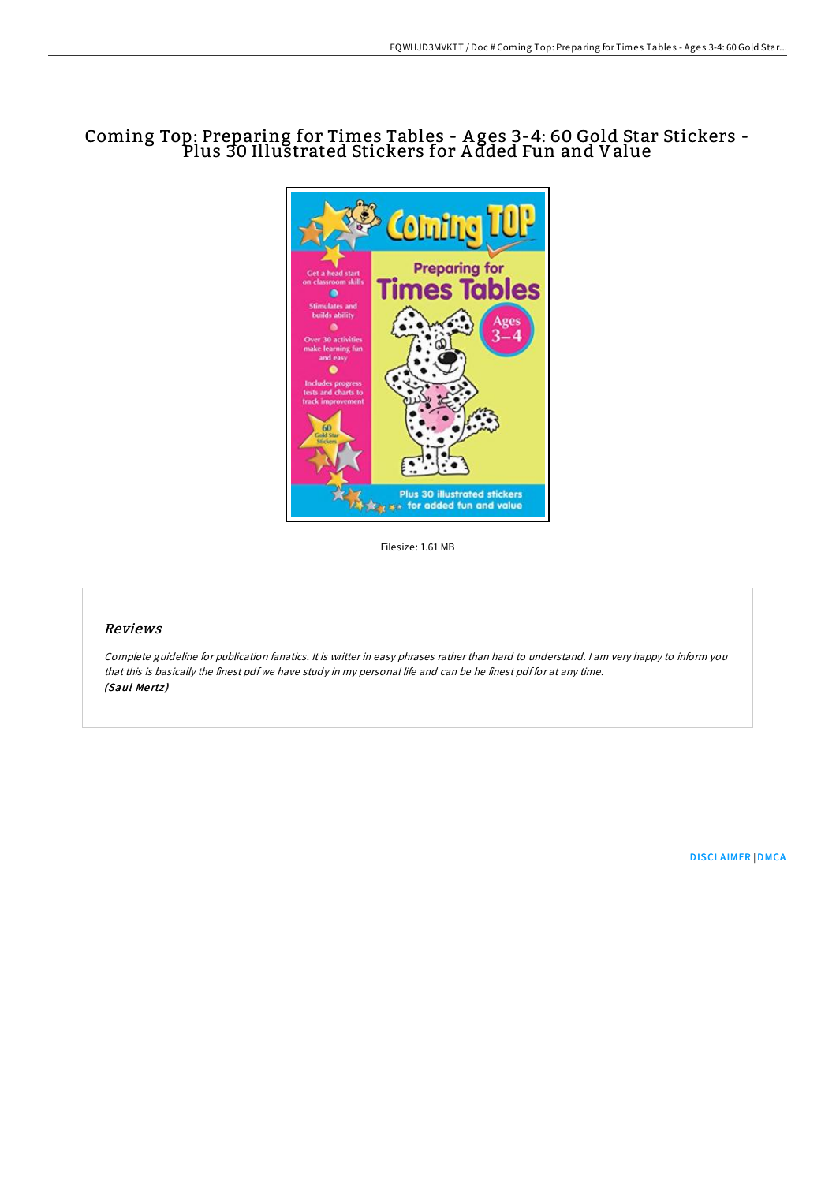# Coming Top: Preparing for Times Tables - Ages 3-4: 60 Gold Star Stickers - Plus 30 Illustrated Stickers for Added Fun and Value

Filesize: 1.61 MB

## *Reviews*

*Complete guideline for publication fanatics. It is writter in easy phrases rather than hard to understand. I am very happy to inform you that this is basically the finest pdf we have study in my personal life and can be he finest pdf for at any time.*
***(Saul Mertz)***

DISCLAIMER | DMCA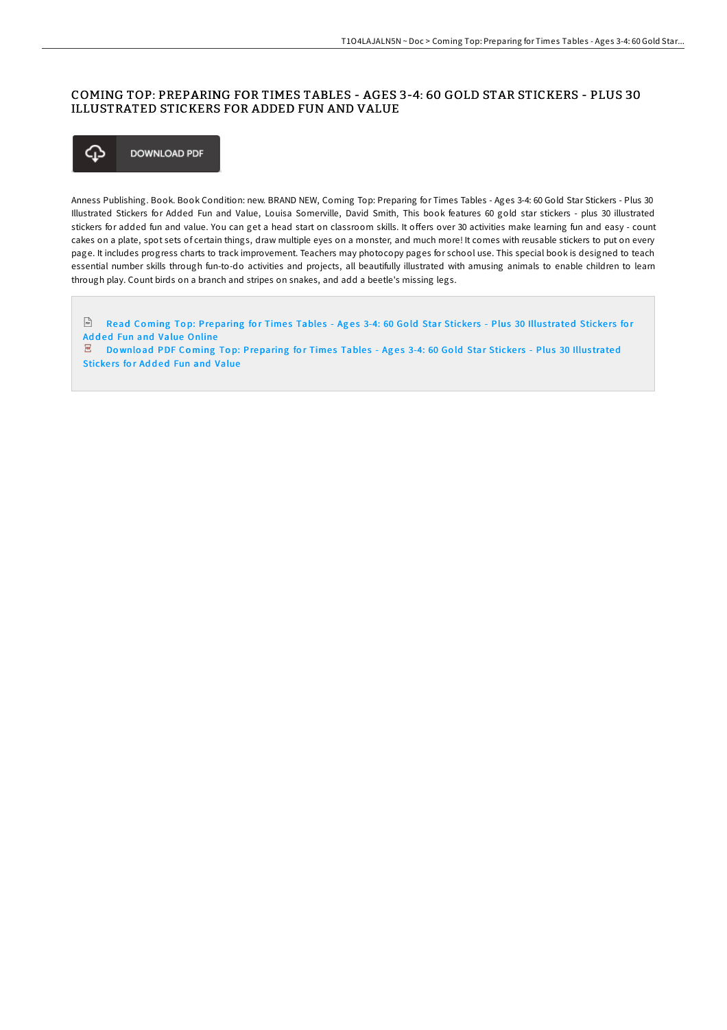# COMING TOP: PREPARING FOR TIMES TABLES - AGES 3-4: 60 GOLD STAR STICKERS - PLUS 30 ILLUSTRATED STICKERS FOR ADDED FUN AND VALUE

DOWNLOAD PDF

Anness Publishing. Book. Book Condition: new. BRAND NEW, Coming Top: Preparing for Times Tables - Ages 3-4: 60 Gold Star Stickers - Plus 30 Illustrated Stickers for Added Fun and Value, Louisa Somerville, David Smith, This book features 60 gold star stickers - plus 30 illustrated stickers for added fun and value. You can get a head start on classroom skills. It offers over 30 activities make learning fun and easy - count cakes on a plate, spot sets of certain things, draw multiple eyes on a monster, and much more! It comes with reusable stickers to put on every page. It includes progress charts to track improvement. Teachers may photocopy pages for school use. This special book is designed to teach essential number skills through fun-to-do activities and projects, all beautifully illustrated with amusing animals to enable children to learn through play. Count birds on a branch and stripes on snakes, and add a beetle's missing legs.

Read Coming Top: Preparing for Times Tables - Ages 3-4: 60 Gold Star Stickers - Plus 30 Illustrated Stickers for Added Fun and Value Online

Download PDF Coming Top: Preparing for Times Tables - Ages 3-4: 60 Gold Star Stickers - Plus 30 Illustrated Stickers for Added Fun and Value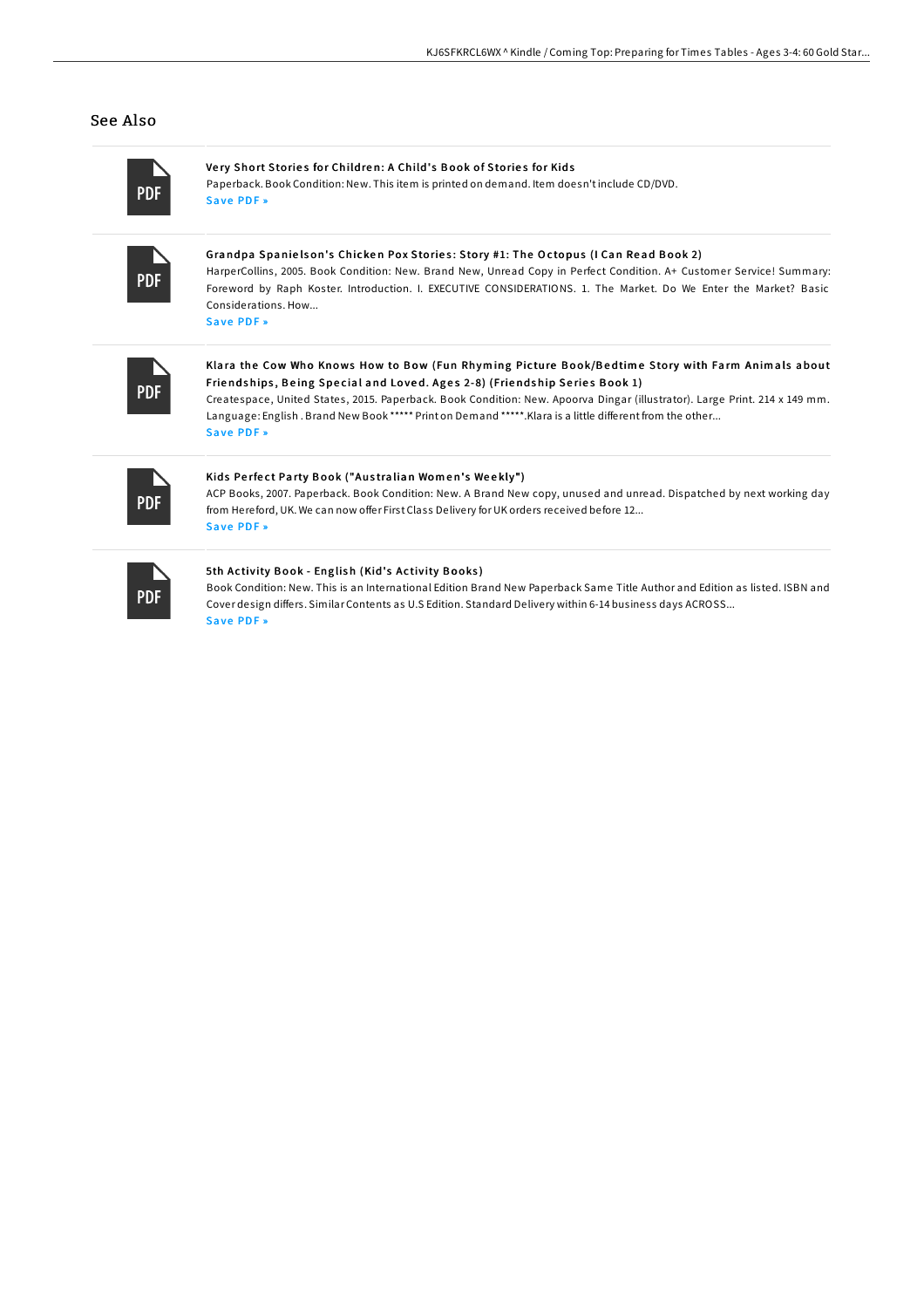## See Also

**Very Short Stories for Children: A Child's Book of Stories for Kids**

Paperback. Book Condition: New. This item is printed on demand. Item doesn't include CD/DVD.

Save PDF »

**Grandpa Spanielson's Chicken Pox Stories: Story #1: The Octopus (I Can Read Book 2)**

HarperCollins, 2005. Book Condition: New. Brand New, Unread Copy in Perfect Condition. A+ Customer Service! Summary: Foreword by Raph Koster. Introduction. I. EXECUTIVE CONSIDERATIONS. 1. The Market. Do We Enter the Market? Basic Considerations. How...

Save PDF »

**Klara the Cow Who Knows How to Bow (Fun Rhyming Picture Book/Bedtime Story with Farm Animals about Friendships, Being Special and Loved. Ages 2-8) (Friendship Series Book 1)**

Createspace, United States, 2015. Paperback. Book Condition: New. Apoorva Dingar (illustrator). Large Print. 214 x 149 mm. Language: English . Brand New Book ***** Print on Demand *****.Klara is a little different from the other...

Save PDF »

**Kids Perfect Party Book ("Australian Women's Weekly")**

ACP Books, 2007. Paperback. Book Condition: New. A Brand New copy, unused and unread. Dispatched by next working day from Hereford, UK. We can now offer First Class Delivery for UK orders received before 12...

Save PDF »

**5th Activity Book - English (Kid's Activity Books)**

Book Condition: New. This is an International Edition Brand New Paperback Same Title Author and Edition as listed. ISBN and Cover design differs. Similar Contents as U.S Edition. Standard Delivery within 6-14 business days ACROSS...

Save PDF »